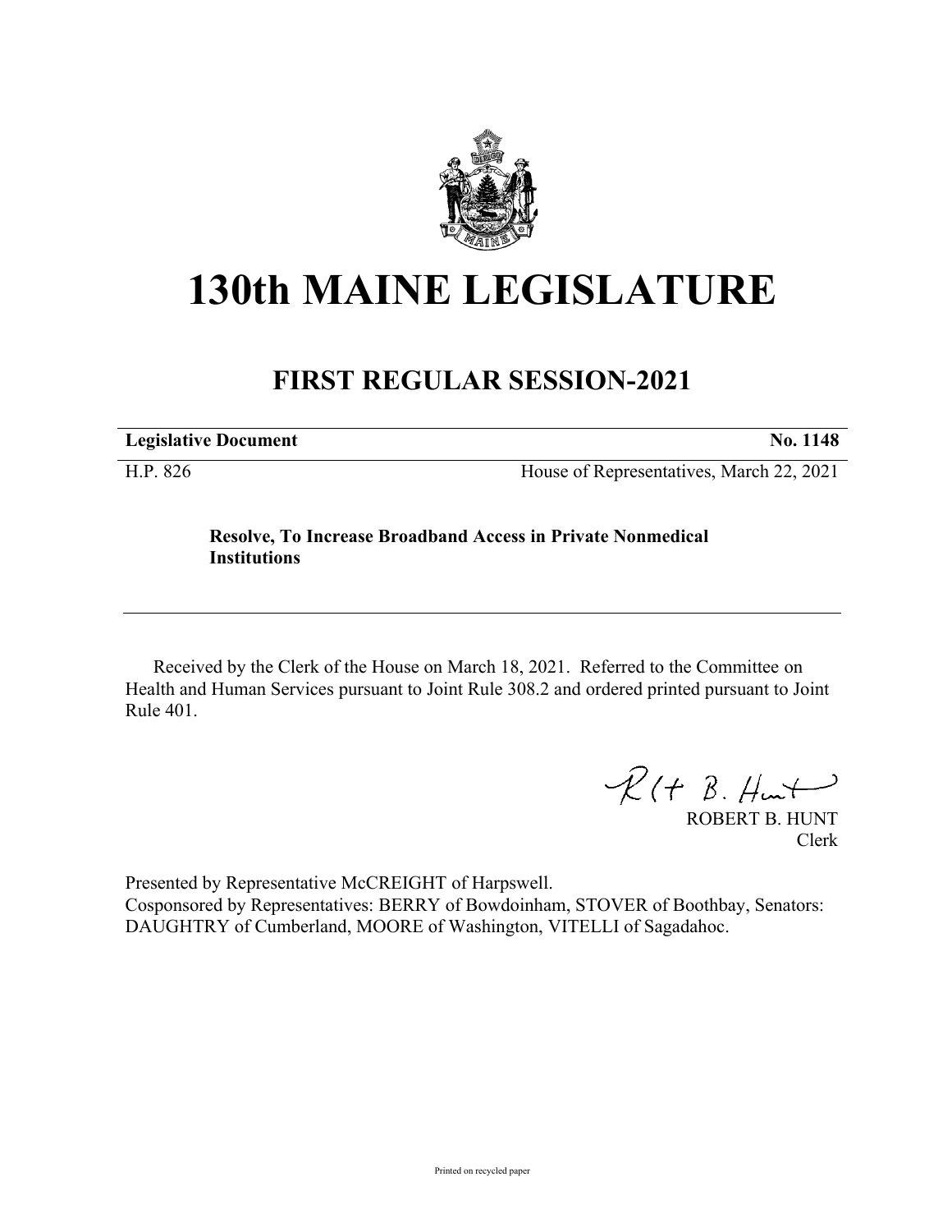# 130th MAINE LEGISLATURE

## FIRST REGULAR SESSION-2021

**Legislative Document** **No. 1148**

H.P. 826 House of Representatives, March 22, 2021

**Resolve, To Increase Broadband Access in Private Nonmedical Institutions**

Received by the Clerk of the House on March 18, 2021. Referred to the Committee on Health and Human Services pursuant to Joint Rule 308.2 and ordered printed pursuant to Joint Rule 401.

ROBERT B. HUNT
Clerk

Presented by Representative McCREIGHT of Harpswell.
Cosponsored by Representatives: BERRY of Bowdoinham, STOVER of Boothbay, Senators: DAUGHTRY of Cumberland, MOORE of Washington, VITELLI of Sagadahoc.

Printed on recycled paper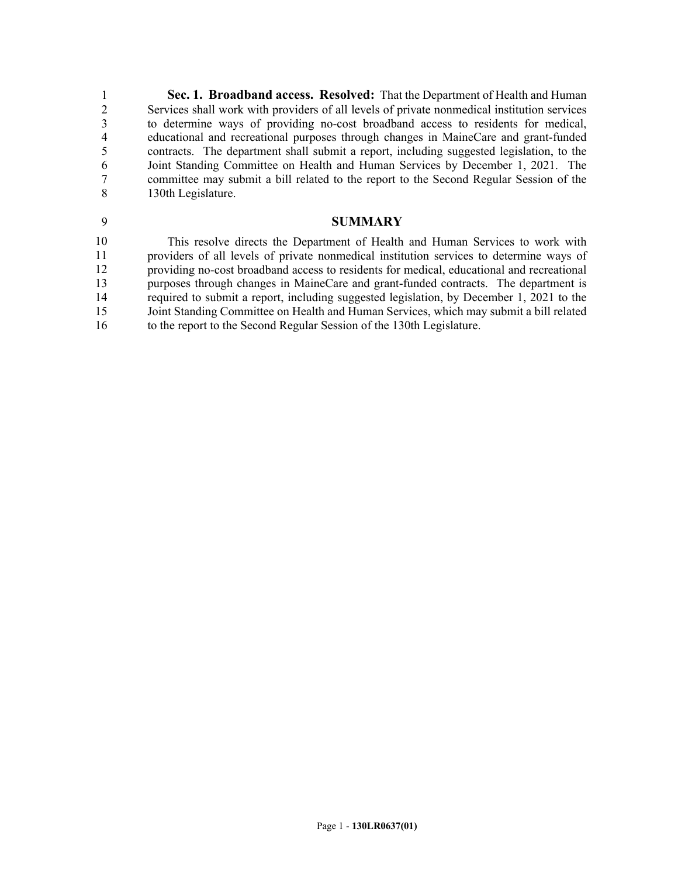**Sec. 1. Broadband access. Resolved:** That the Department of Health and Human Services shall work with providers of all levels of private nonmedical institution services to determine ways of providing no-cost broadband access to residents for medical, educational and recreational purposes through changes in MaineCare and grant-funded contracts. The department shall submit a report, including suggested legislation, to the Joint Standing Committee on Health and Human Services by December 1, 2021. The committee may submit a bill related to the report to the Second Regular Session of the 130th Legislature.

## SUMMARY

This resolve directs the Department of Health and Human Services to work with providers of all levels of private nonmedical institution services to determine ways of providing no-cost broadband access to residents for medical, educational and recreational purposes through changes in MaineCare and grant-funded contracts. The department is required to submit a report, including suggested legislation, by December 1, 2021 to the Joint Standing Committee on Health and Human Services, which may submit a bill related to the report to the Second Regular Session of the 130th Legislature.